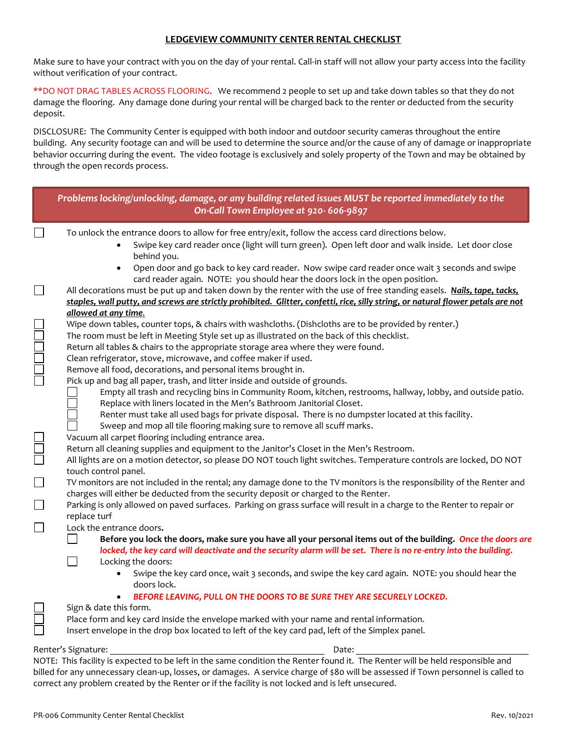# LEDGEVIEW COMMUNITY CENTER RENTAL CHECKLIST

Make sure to have your contract with you on the day of your rental. Call-in staff will not allow your party access into the facility without verification of your contract.

**DO NOT DRAG TABLES ACROSS FLOORING. We recommend 2 people to set up and take down tables so that they do not damage the flooring. Any damage done during your rental will be charged back to the renter or deducted from the security deposit.

DISCLOSURE: The Community Center is equipped with both indoor and outdoor security cameras throughout the entire building. Any security footage can and will be used to determine the source and/or the cause of any of damage or inappropriate behavior occurring during the event. The video footage is exclusively and solely property of the Town and may be obtained by through the open records process.

***Problems locking/unlocking, damage, or any building related issues MUST be reported immediately to the On-Call Town Employee at 920- 606-9897***

- ☐ To unlock the entrance doors to allow for free entry/exit, follow the access card directions below.
  - Swipe key card reader once (light will turn green). Open left door and walk inside. Let door close behind you.
  - Open door and go back to key card reader. Now swipe card reader once wait 3 seconds and swipe card reader again. NOTE: you should hear the doors lock in the open position.
- ☐ All decorations must be put up and taken down by the renter with the use of free standing easels. ***Nails, tape, tacks, staples, wall putty, and screws are strictly prohibited. Glitter, confetti, rice, silly string, or natural flower petals are not allowed at any time.***
- ☐ Wipe down tables, counter tops, & chairs with washcloths. (Dishcloths are to be provided by renter.)
- ☐ The room must be left in Meeting Style set up as illustrated on the back of this checklist.
- ☐ Return all tables & chairs to the appropriate storage area where they were found.
- ☐ Clean refrigerator, stove, microwave, and coffee maker if used.
- ☐ Remove all food, decorations, and personal items brought in.
- ☐ Pick up and bag all paper, trash, and litter inside and outside of grounds.
  - ☐ Empty all trash and recycling bins in Community Room, kitchen, restrooms, hallway, lobby, and outside patio.
  - ☐ Replace with liners located in the Men's Bathroom Janitorial Closet.
  - ☐ Renter must take all used bags for private disposal. There is no dumpster located at this facility.
  - ☐ Sweep and mop all tile flooring making sure to remove all scuff marks.
- ☐ Vacuum all carpet flooring including entrance area.
- ☐ Return all cleaning supplies and equipment to the Janitor's Closet in the Men's Restroom.
- ☐ All lights are on a motion detector, so please DO NOT touch light switches. Temperature controls are locked, DO NOT touch control panel.
- ☐ TV monitors are not included in the rental; any damage done to the TV monitors is the responsibility of the Renter and charges will either be deducted from the security deposit or charged to the Renter.
- ☐ Parking is only allowed on paved surfaces. Parking on grass surface will result in a charge to the Renter to repair or replace turf
- ☐ Lock the entrance doors.
  - ☐ **Before you lock the doors, make sure you have all your personal items out of the building.** ***Once the doors are locked, the key card will deactivate and the security alarm will be set. There is no re-entry into the building.***
  - ☐ Locking the doors:
    - Swipe the key card once, wait 3 seconds, and swipe the key card again. NOTE: you should hear the doors lock.
    - ***BEFORE LEAVING, PULL ON THE DOORS TO BE SURE THEY ARE SECURELY LOCKED.***
- ☐ Sign & date this form.
- ☐ Place form and key card inside the envelope marked with your name and rental information.
- ☐ Insert envelope in the drop box located to left of the key card pad, left of the Simplex panel.

Renter's Signature: ______________________________________________ Date: ______________________________________

NOTE: This facility is expected to be left in the same condition the Renter found it. The Renter will be held responsible and billed for any unnecessary clean-up, losses, or damages. A service charge of $80 will be assessed if Town personnel is called to correct any problem created by the Renter or if the facility is not locked and is left unsecured.

PR-006 Community Center Rental Checklist Rev. 10/2021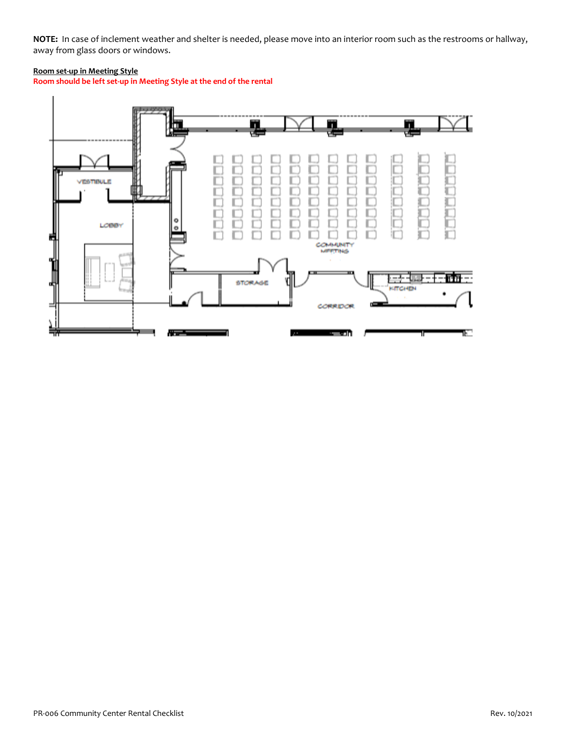**NOTE:** In case of inclement weather and shelter is needed, please move into an interior room such as the restrooms or hallway, away from glass doors or windows.

**Room set-up in Meeting Style**

**Room should be left set-up in Meeting Style at the end of the rental**

VESTIBULE

LOBBY

COMMUNITY MEETING

STORAGE

KITCHEN

CORRIDOR